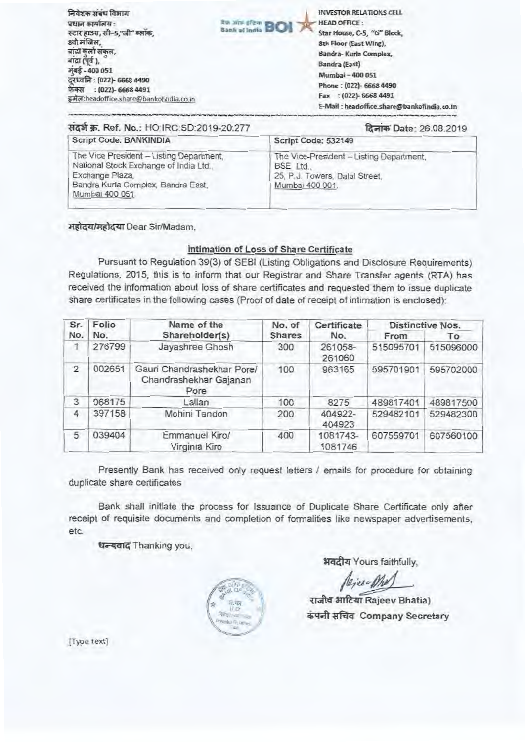निवेशक संबंध विभाग
प्रधान कार्यालय :
स्टार हाउस, सी-5,"जी" ब्लॉक,
8वी मंजिल,
बांद्रा कुर्ला संकुल,
बांद्रा (पूर्व ),
मुंबई - 400 051
दूरध्वनि : (022)- 6668 4490
फैक्स : (022)- 6668 4491
इमेल:headoffice.share@bankofindia.co.in

INVESTOR RELATIONS CELL
HEAD OFFICE :
Star House, C-5, "G" Block,
8th Floor (East Wing),
Bandra- Kurla Complex,
Bandra (East)
Mumbai – 400 051
Phone : (022)- 6668 4490
Fax : (022)- 6668 4491
E-Mail : headoffice.share@bankofindia.co.in

संदर्भ क्र. Ref. No.: HO:IRC:SD:2019-20:277

दिनांक Date: 26.08.2019

| Script Code: BANKINDIA | Script Code: 532149 |
|---|---|
| The Vice President – Listing Department, National Stock Exchange of India Ltd., Exchange Plaza, Bandra Kurla Complex, Bandra East, Mumbai 400 051. | The Vice-President – Listing Department, BSE Ltd., 25, P.J. Towers, Dalal Street, Mumbai 400 001. |

महोदय/महोदया Dear Sir/Madam,

**Intimation of Loss of Share Certificate**

Pursuant to Regulation 39(3) of SEBI (Listing Obligations and Disclosure Requirements) Regulations, 2015, this is to inform that our Registrar and Share Transfer agents (RTA) has received the information about loss of share certificates and requested them to issue duplicate share certificates in the following cases (Proof of date of receipt of intimation is enclosed):

| Sr. No. | Folio No. | Name of the Shareholder(s) | No. of Shares | Certificate No. | Distinctive Nos. | |
|---|---|---|---|---|---|---|
| | | | | | From | To |
| 1 | 276799 | Jayashree Ghosh | 300 | 261058-261060 | 515095701 | 515096000 |
| 2 | 002651 | Gauri Chandrashekhar Pore/ Chandrashekhar Gajanan Pore | 100 | 963165 | 595701901 | 595702000 |
| 3 | 068175 | Lallan | 100 | 8275 | 489817401 | 489817500 |
| 4 | 397158 | Mohini Tandon | 200 | 404922-404923 | 529482101 | 529482300 |
| 5 | 039404 | Emmanuel Kiro/ Virginia Kiro | 400 | 1081743-1081746 | 607559701 | 607560100 |

Presently Bank has received only request letters / emails for procedure for obtaining duplicate share certificates

Bank shall initiate the process for Issuance of Duplicate Share Certificate only after receipt of requisite documents and completion of formalities like newspaper advertisements, etc.

धन्यवाद Thanking you,

भवदीय Yours faithfully,

राजीव भाटिया Rajeev Bhatia)
कंपनी सचिव Company Secretary

[Type text]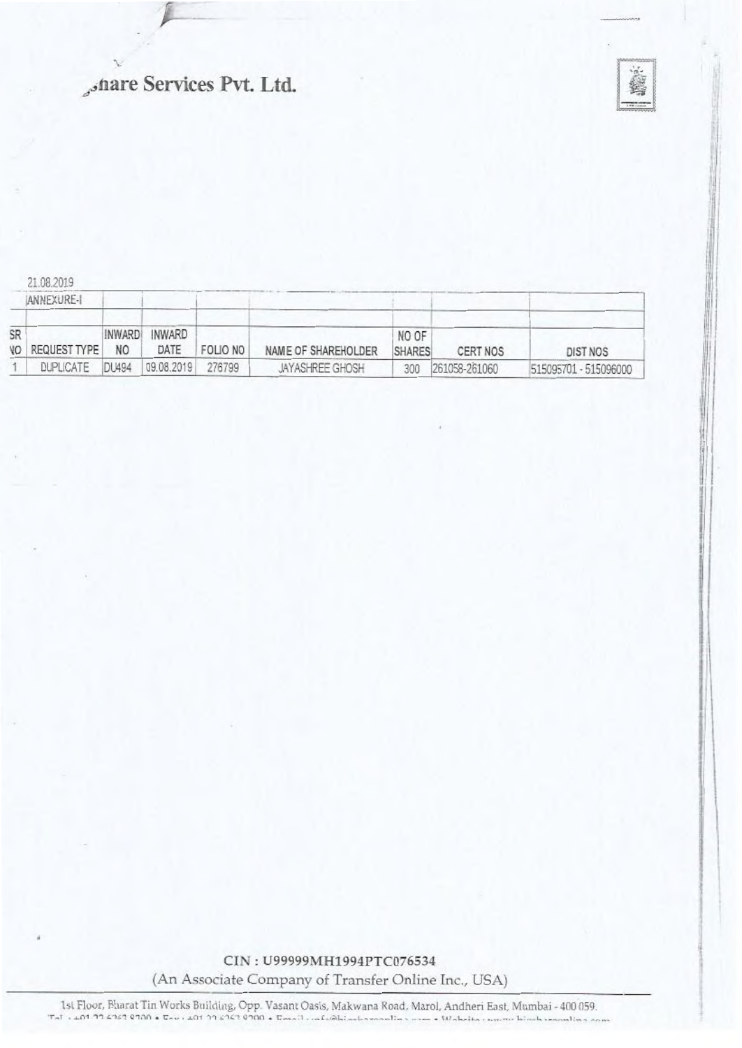# ...hare Services Pvt. Ltd.

21.08.2019

ANNEXURE-I

| SR NO | REQUEST TYPE | INWARD NO | INWARD DATE | FOLIO NO | NAME OF SHAREHOLDER | NO OF SHARES | CERT NOS | DIST NOS |
|---|---|---|---|---|---|---|---|---|
| 1 | DUPLICATE | DU494 | 09.08.2019 | 276799 | JAYASHREE GHOSH | 300 | 261058-261060 | 515095701 - 515096000 |

CIN : U99999MH1994PTC076534

(An Associate Company of Transfer Online Inc., USA)

1st Floor, Bharat Tin Works Building, Opp. Vasant Oasis, Makwana Road, Marol, Andheri East, Mumbai - 400 059.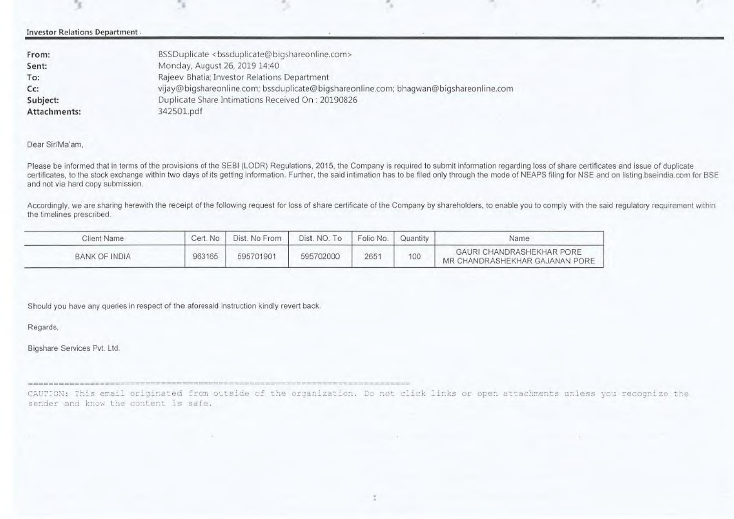**Investor Relations Department**

| | |
|---|---|
| **From:** | BSSDuplicate <bssduplicate@bigshareonline.com> |
| **Sent:** | Monday, August 26, 2019 14:40 |
| **To:** | Rajeev Bhatia; Investor Relations Department |
| **Cc:** | vijay@bigshareonline.com; bssduplicate@bigshareonline.com; bhagwan@bigshareonline.com |
| **Subject:** | Duplicate Share Intimations Received On : 20190826 |
| **Attachments:** | 342501.pdf |

Dear Sir/Ma'am,

Please be informed that in terms of the provisions of the SEBI (LODR) Regulations, 2015, the Company is required to submit information regarding loss of share certificates and issue of duplicate certificates, to the stock exchange within two days of its getting information. Further, the said intimation has to be filed only through the mode of NEAPS filing for NSE and on listing.bseindia.com for BSE and not via hard copy submission.

Accordingly, we are sharing herewith the receipt of the following request for loss of share certificate of the Company by shareholders, to enable you to comply with the said regulatory requirement within the timelines prescribed.

| Client Name | Cert. No | Dist. No From | Dist. NO. To | Folio No. | Quantity | Name |
|---|---|---|---|---|---|---|
| BANK OF INDIA | 963165 | 595701901 | 595702000 | 2651 | 100 | GAURI CHANDRASHEKHAR PORE<br>MR CHANDRASHEKHAR GAJANAN PORE |

Should you have any queries in respect of the aforesaid instruction kindly revert back.

Regards,

Bigshare Services Pvt. Ltd.

==========================================================================

CAUTION: This email originated from outside of the organization. Do not click links or open attachments unless you recognize the sender and know the content is safe.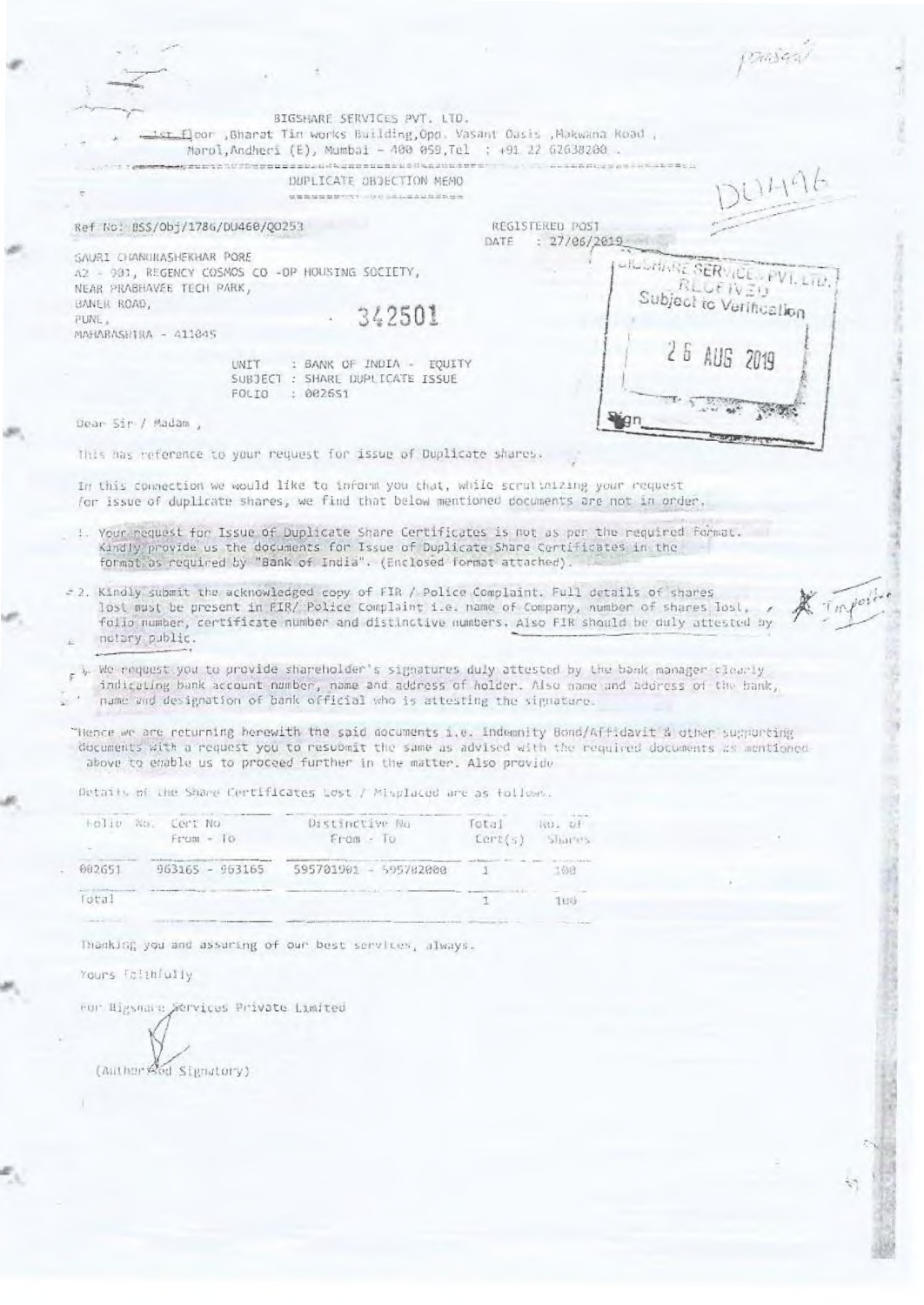BIGSHARE SERVICES PVT. LTD.
1st Floor ,Bharat Tin works Building,Opp. Vasant Oasis ,Makwana Road ,
Marol,Andheri (E), Mumbai - 400 059,Tel : +91 22 62638200 .

DUPLICATE OBJECTION MEMO

DU496

Ref No: BSS/Obj/1786/DU460/Q0253

REGISTERED POST
DATE : 27/06/2019

BIGSHARE SERVICES PVT. LTD.
RECEIVED
Subject to Verification
26 AUG 2019
Sign

SAURI CHANDRASHEKHAR PORE
A2 - 901, REGENCY COSMOS CO -OP HOUSING SOCIETY,
NEAR PRABHAVEE TECH PARK,
BANER ROAD,
PUNE,
MAHARASHTRA - 411045

342501

UNIT : BANK OF INDIA - EQUITY
SUBJECT : SHARE DUPLICATE ISSUE
FOLIO : 002651

Dear Sir / Madam ,

This has reference to your request for issue of Duplicate shares.

In this connection we would like to inform you that, while scrutinizing your request for issue of duplicate shares, we find that below mentioned documents are not in order.

1. Your request for Issue Of Duplicate Share Certificates is not as per the required format. Kindly provide us the documents for Issue of Duplicate Share Certificates in the format as required by "Bank of India". (Enclosed format attached).

2. Kindly submit the acknowledged copy of FIR / Police Complaint. Full details of shares lost must be present in FIR/ Police Complaint i.e. name of Company, number of shares lost, folio number, certificate number and distinctive numbers. Also FIR should be duly attested by notary public.

3. We request you to provide shareholder's signatures duly attested by the bank manager clearly indicating bank account number, name and address of holder. Also name and address of the bank, name and designation of bank official who is attesting the signature.

Hence we are returning herewith the said documents i.e. Indemnity Bond/Affidavit & other supporting documents with a request you to resubmit the same as advised with the required documents as mentioned above to enable us to proceed further in the matter. Also provide

Details of the Share Certificates Lost / Misplaced are as follows.

| Folio No. | Cert No From - To | Distinctive No From - To | Total Cert(s) | No. of Shares |
|---|---|---|---|---|
| 002651 | 963165 - 963165 | 595701901 - 595702000 | 1 | 100 |
| Total | | | 1 | 100 |

Thanking you and assuring of our best services, always.

Yours faithfully

For Bigshare Services Private Limited

(Authorised Signatory)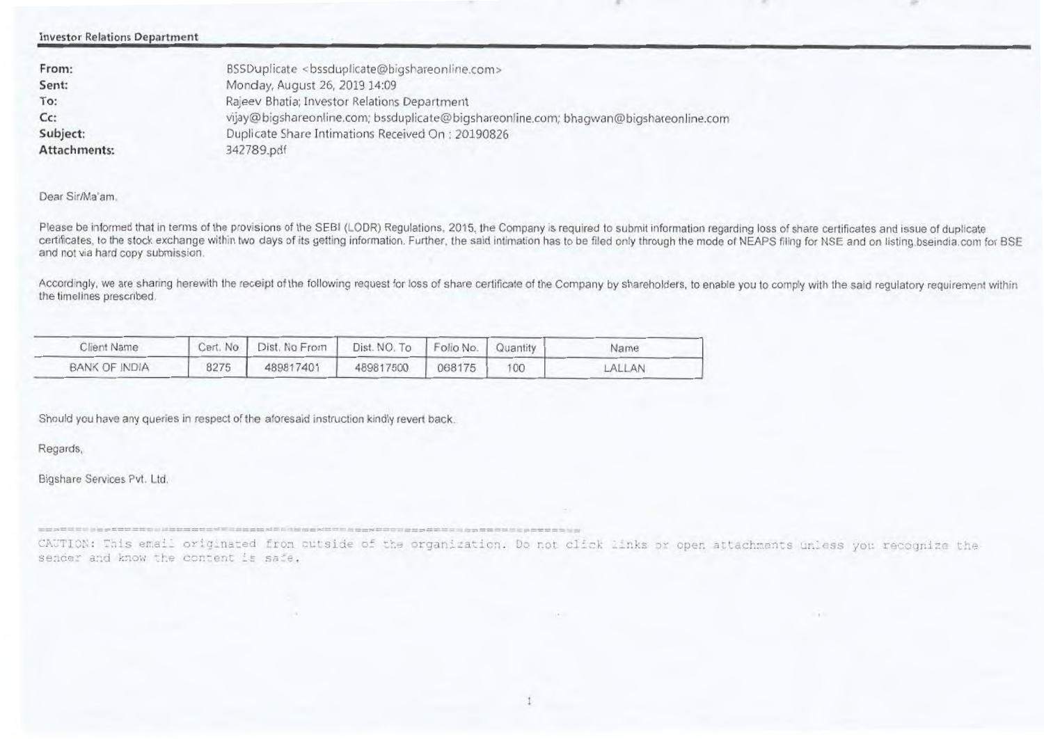**Investor Relations Department**

| | |
|---|---|
| **From:** | BSSDuplicate <bssduplicate@bigshareonline.com> |
| **Sent:** | Monday, August 26, 2019 14:09 |
| **To:** | Rajeev Bhatia; Investor Relations Department |
| **Cc:** | vijay@bigshareonline.com; bssduplicate@bigshareonline.com; bhagwan@bigshareonline.com |
| **Subject:** | Duplicate Share Intimations Received On : 20190826 |
| **Attachments:** | 342789.pdf |

Dear Sir/Ma'am,

Please be informed that in terms of the provisions of the SEBI (LODR) Regulations, 2015, the Company is required to submit information regarding loss of share certificates and issue of duplicate certificates, to the stock exchange within two days of its getting information. Further, the said intimation has to be filed only through the mode of NEAPS filing for NSE and on listing.bseindia.com for BSE and not via hard copy submission.

Accordingly, we are sharing herewith the receipt of the following request for loss of share certificate of the Company by shareholders, to enable you to comply with the said regulatory requirement within the timelines prescribed.

| Client Name | Cert. No | Dist. No From | Dist. NO. To | Folio No. | Quantity | Name |
|---|---|---|---|---|---|---|
| BANK OF INDIA | 8275 | 489817401 | 489817500 | 068175 | 100 | LALLAN |

Should you have any queries in respect of the aforesaid instruction kindly revert back.

Regards,

Bigshare Services Pvt. Ltd.

---

CAUTION: This email originated from outside of the organization. Do not click links or open attachments unless you recognize the sender and know the content is safe.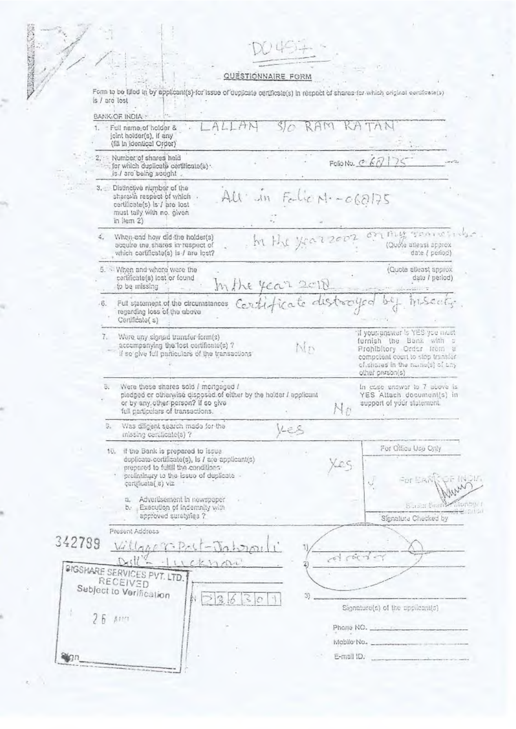D0457

## QUESTIONNAIRE FORM

Form to be filled in by applicant(s) for issue of duplicate certificate(s) in respect of shares for which original certificate(s) is / are lost

BANK OF INDIA

1. Full name of holder & joint holder(s), if any (fill in identical Order): LALLAN S/O RAM RATAN

2. Number of shares held for which duplicate certificate(s) is / are being sought — Folio No. 068175

3. Distinctive number of the shares in respect of which certificate(s) is / are lost must tally with no. given in item 2): All in Folio No.- 068175

4. When and how did the holder(s) acquire the shares in respect of which certificate(s) is / are lost? (Quote atleast approx date / period): In the year 2002 on my remember

5. When and where were the certificate(s) lost or found to be missing (Quote atleast approx date / period): In the year 2018

6. Full statement of the circumstances regarding loss of the above Certificate(s): Certificate distroyed by insects.

7. Were any signed transfer form(s) accompanying the lost certificate(s)? If so give full particulars of the transactions: No
   - If your answer is YES you must furnish the Bank with a Prohibitory Order from a competent court to stop transfer of shares in the name(s) of any other person(s)

8. Were these shares sold / mortgaged / pledged or otherwise disposed of either by the holder / applicant or by any other person? If so give full particulars of transactions: No
   - In case answer to 7 above is YES Attach document(s) in support of your statement.

9. Was diligent search made for the missing certificate(s)? Yes

10. If the Bank is prepared to issue duplicate certificate(s), is / are applicant(s) prepared to fulfill the conditions preliminary to the issue of duplicate certificate(s) viz: Yes
    a. Advertisement in newspaper
    b. Execution of Indemnity with approved surety/ies?

For Office Use Only

For BANK OF INDIA

Branch Manager

Signature Checked by

Present Address

Village & Post-Jabrauli
Distt - Lucknow

342789

1) [signature]
2)
3)

Signature(s) of the applicant(s)

BIGSHARE SERVICES PVT. LTD.
RECEIVED
Subject to Verification
26 AUG

236301

Sign

Phone NO.

Mobile No.

E-mail ID.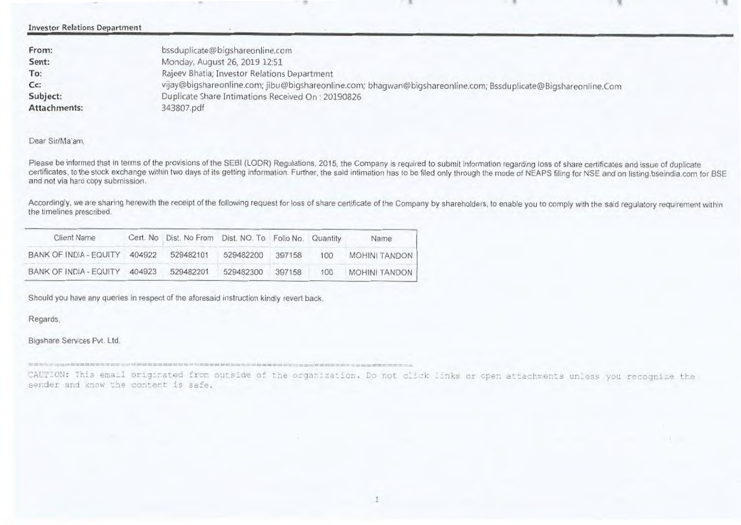Investor Relations Department

**From:** bssduplicate@bigshareonline.com
**Sent:** Monday, August 26, 2019 12:51
**To:** Rajeev Bhatia; Investor Relations Department
**Cc:** vijay@bigshareonline.com; jibu@bigshareonline.com; bhagwan@bigshareonline.com; Bssduplicate@Bigshareonline.Com
**Subject:** Duplicate Share Intimations Received On : 20190826
**Attachments:** 343807.pdf

Dear Sir/Ma'am,

Please be informed that in terms of the provisions of the SEBI (LODR) Regulations, 2015, the Company is required to submit information regarding loss of share certificates and issue of duplicate certificates, to the stock exchange within two days of its getting information. Further, the said intimation has to be filed only through the mode of NEAPS filing for NSE and on listing.bseindia.com for BSE and not via hard copy submission.

Accordingly, we are sharing herewith the receipt of the following request for loss of share certificate of the Company by shareholders, to enable you to comply with the said regulatory requirement within the timelines prescribed.

| Client Name | Cert. No | Dist. No From | Dist. NO. To | Folio No. | Quantity | Name |
|---|---|---|---|---|---|---|
| BANK OF INDIA - EQUITY | 404922 | 529482101 | 529482200 | 397158 | 100 | MOHINI TANDON |
| BANK OF INDIA - EQUITY | 404923 | 529482201 | 529482300 | 397158 | 100 | MOHINI TANDON |

Should you have any queries in respect of the aforesaid instruction kindly revert back.

Regards,

Bigshare Services Pvt. Ltd.

CAUTION: This email originated from outside of the organization. Do not click links or open attachments unless you recognize the sender and know the content is safe.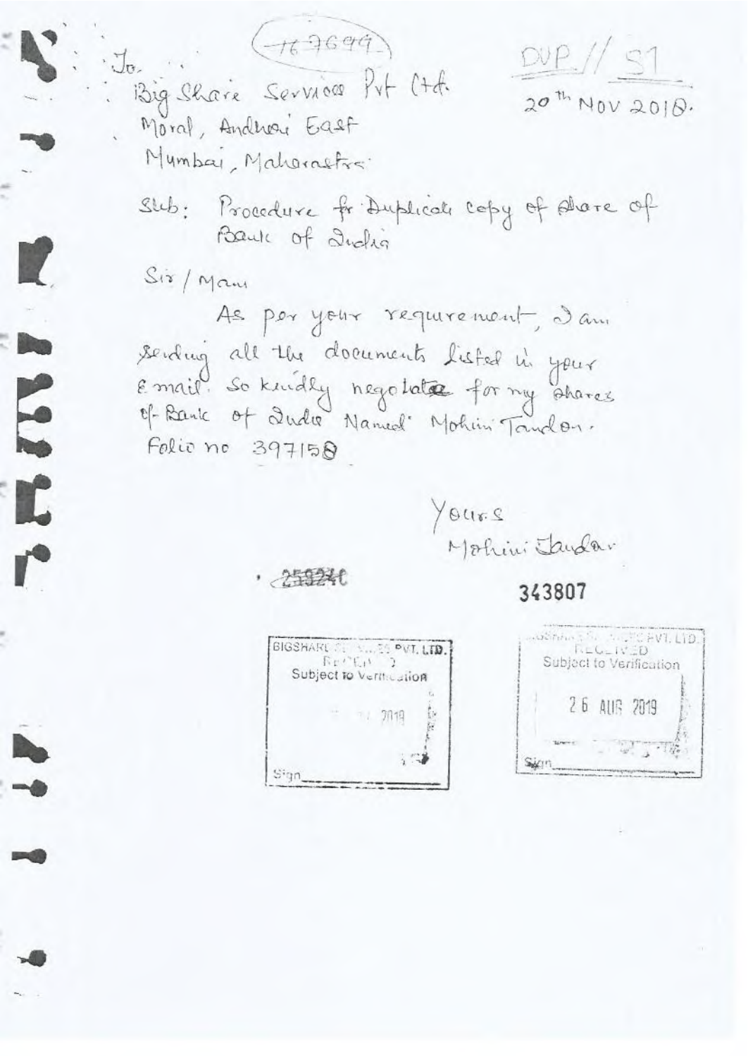(167699)

DUP // S1

20th NOV 2018.

To.
Big Share Services Pvt Ltd.
Moral, Andheri East
Mumbai, Maharashtra

Sub: Procedure for Duplicate copy of Share of Bank of India

Sir / Mam

As per your requirement, I am sending all the documents listed in your E mail. So kindly negotiate for my shares of Bank of India Named Mohini Tandon.
Folio no 397158

Yours
Mohini Tandon

259240

343807

BIGSHARE SERVICES PVT. LTD.
RECEIVED
Subject to Verification
2019
Sign

BIGSHARE SERVICES PVT. LTD.
RECEIVED
Subject to Verification
26 AUG 2019
Sign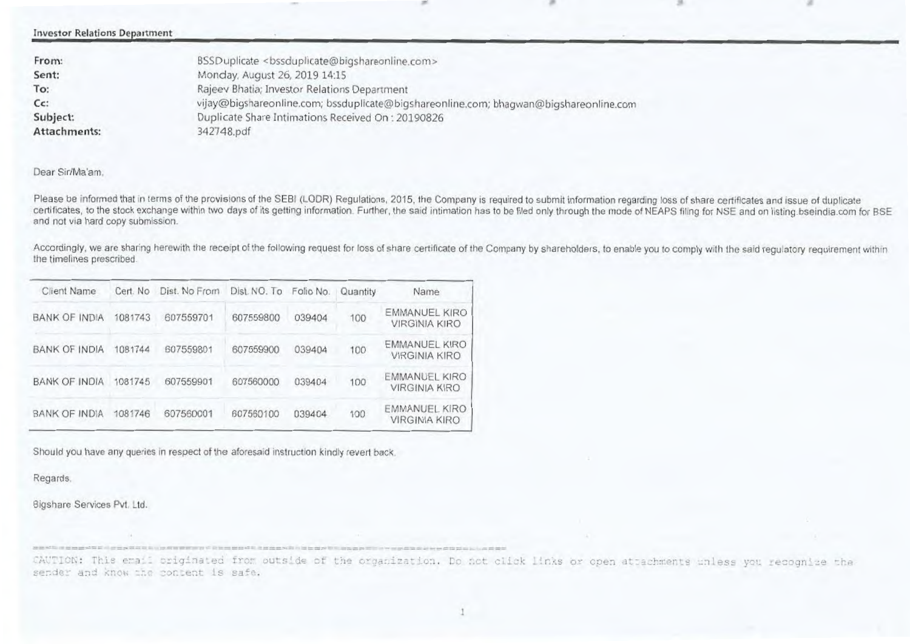**Investor Relations Department**

| | |
|---|---|
| **From:** | BSSDuplicate <bssduplicate@bigshareonline.com> |
| **Sent:** | Monday, August 26, 2019 14:15 |
| **To:** | Rajeev Bhatia; Investor Relations Department |
| **Cc:** | vijay@bigshareonline.com; bssduplicate@bigshareonline.com; bhagwan@bigshareonline.com |
| **Subject:** | Duplicate Share Intimations Received On : 20190826 |
| **Attachments:** | 342748.pdf |

Dear Sir/Ma'am,

Please be informed that in terms of the provisions of the SEBI (LODR) Regulations, 2015, the Company is required to submit information regarding loss of share certificates and issue of duplicate certificates, to the stock exchange within two days of its getting information. Further, the said intimation has to be filed only through the mode of NEAPS filing for NSE and on listing.bseindia.com for BSE and not via hard copy submission.

Accordingly, we are sharing herewith the receipt of the following request for loss of share certificate of the Company by shareholders, to enable you to comply with the said regulatory requirement within the timelines prescribed.

| Client Name | Cert. No | Dist. No From | Dist. NO. To | Folio No. | Quantity | Name |
|---|---|---|---|---|---|---|
| BANK OF INDIA | 1081743 | 607559701 | 607559800 | 039404 | 100 | EMMANUEL KIRO VIRGINIA KIRO |
| BANK OF INDIA | 1081744 | 607559801 | 607559900 | 039404 | 100 | EMMANUEL KIRO VIRGINIA KIRO |
| BANK OF INDIA | 1081745 | 607559901 | 607560000 | 039404 | 100 | EMMANUEL KIRO VIRGINIA KIRO |
| BANK OF INDIA | 1081746 | 607560001 | 607560100 | 039404 | 100 | EMMANUEL KIRO VIRGINIA KIRO |

Should you have any queries in respect of the aforesaid instruction kindly revert back.

Regards,

Bigshare Services Pvt. Ltd.

CAUTION: This email originated from outside of the organization. Do not click links or open attachments unless you recognize the sender and know the content is safe.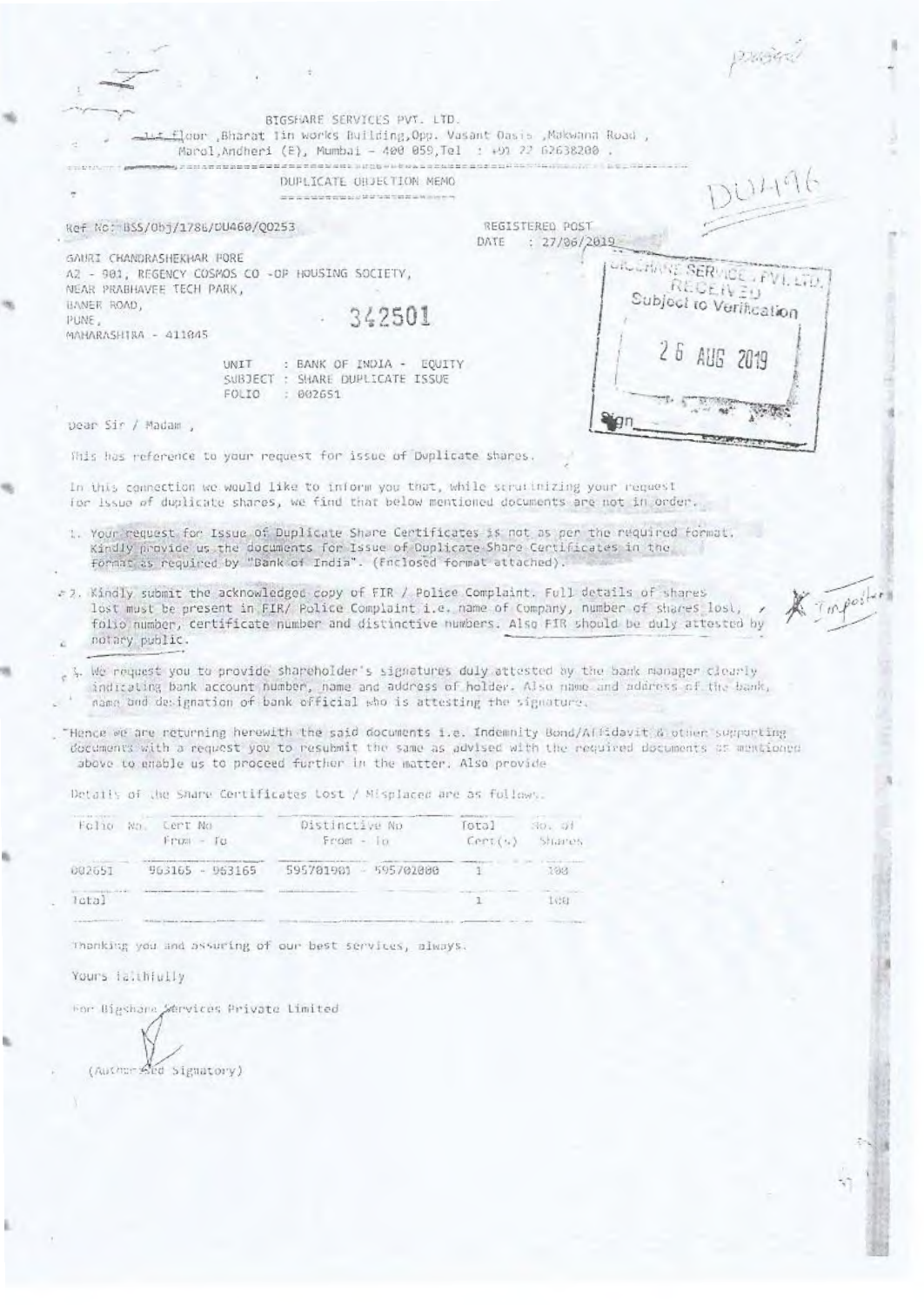BIGSHARE SERVICES PVT. LTD.
1st floor ,Bharat Tin works Building,Opp. Vasant Oasis ,Makwana Road ,
Marol,Andheri (E), Mumbai - 400 059,Tel : +91 22 62638200 .

DUP496

## DUPLICATE OBJECTION MEMO

Ref No: BSS/Obj/1786/DU460/Q0253

REGISTERED POST
DATE : 27/06/2019

BIGSHARE SERVICES PVT. LTD.
RECEIVED
Subject to Verification
26 AUG 2019
Sign

GAURI CHANDRASHEKHAR PORE
A2 - 901, REGENCY COSMOS CO -OP HOUSING SOCIETY,
NEAR PRABHAVEE TECH PARK,
BANER ROAD,
PUNE,
MAHARASHTRA - 411045

342501

UNIT : BANK OF INDIA - EQUITY
SUBJECT : SHARE DUPLICATE ISSUE
FOLIO : 002651

Dear Sir / Madam ,

This has reference to your request for issue of Duplicate shares.

In this connection we would like to inform you that, while scrutinizing your request for issue of duplicate shares, we find that below mentioned documents are not in order.

1. Your request for Issue of Duplicate Share Certificates is not as per the required format. Kindly provide us the documents for Issue of Duplicate Share Certificates in the format as required by "Bank of India". (Enclosed format attached).

2. Kindly submit the acknowledged copy of FIR / Police Complaint. Full details of shares lost must be present in FIR/ Police Complaint i.e. name of Company, number of shares lost, folio number, certificate number and distinctive numbers. Also FIR should be duly attested by notary public.

3. We request you to provide shareholder's signatures duly attested by the bank manager clearly indicating bank account number, name and address of holder. Also name and address of the bank, name and designation of bank official who is attesting the signature.

Hence we are returning herewith the said documents i.e. Indemnity Bond/Affidavit & other supporting documents with a request you to resubmit the same as advised with the required documents as mentioned above to enable us to proceed further in the matter. Also provide

Details of the Share Certificates Lost / Misplaced are as follows.

| Folio No. | Cert No From - To | Distinctive No From - To | Total Cert(s) | No. of Shares |
|---|---|---|---|---|
| 002651 | 963165 - 963165 | 595701901 - 595702000 | 1 | 100 |
| Total | | | 1 | 100 |

Thanking you and assuring of our best services, always.

Yours faithfully

For Bigshare Services Private Limited

(Authorised Signatory)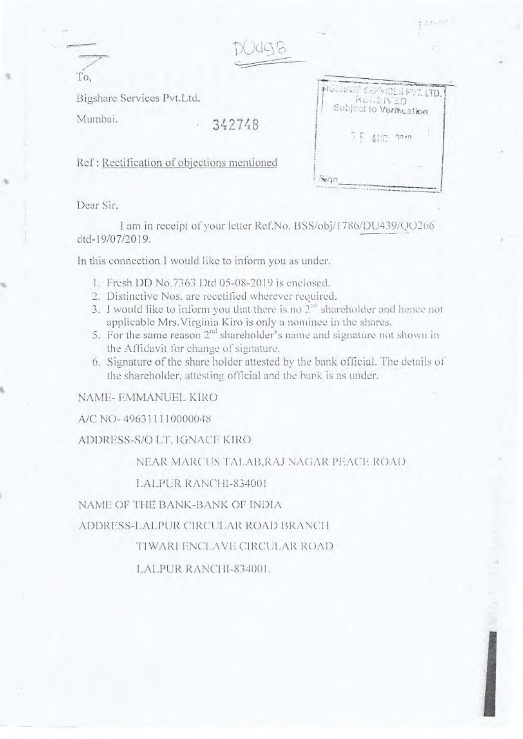DU498

To,

Bigshare Services Pvt.Ltd.

Mumbai.

342748

BIGSHARE SERVICES PVT. LTD.
RECEIVED
Subject to Verification

Sign

Ref : Rectification of objections mentioned

Dear Sir,

I am in receipt of your letter Ref.No. BSS/obj/1786/DU439/QU266 dtd-19/07/2019.

In this connection I would like to inform you as under.

1. Fresh DD No.7363 Dtd 05-08-2019 is enclosed.
2. Distinctive Nos. are recetified wherever required.
3. I would like to inform you that there is no 2nd shareholder and hence not applicable Mrs.Virginia Kiro is only a nominee in the shares.
5. For the same reason 2nd shareholder's name and signature not shown in the Affidavit for change of signature.
6. Signature of the share holder attested by the bank official. The details of the shareholder, attesting official and the bank is as under.

NAME- EMMANUEL KIRO

A/C NO- 496311110000048

ADDRESS-S/O LT. IGNACE KIRO

NEAR MARCUS TALAB,RAJ NAGAR PEACE ROAD

LALPUR RANCHI-834001

NAME OF THE BANK-BANK OF INDIA

ADDRESS-LALPUR CIRCULAR ROAD BRANCH

TIWARI ENCLAVE CIRCULAR ROAD

LALPUR RANCHI-834001.